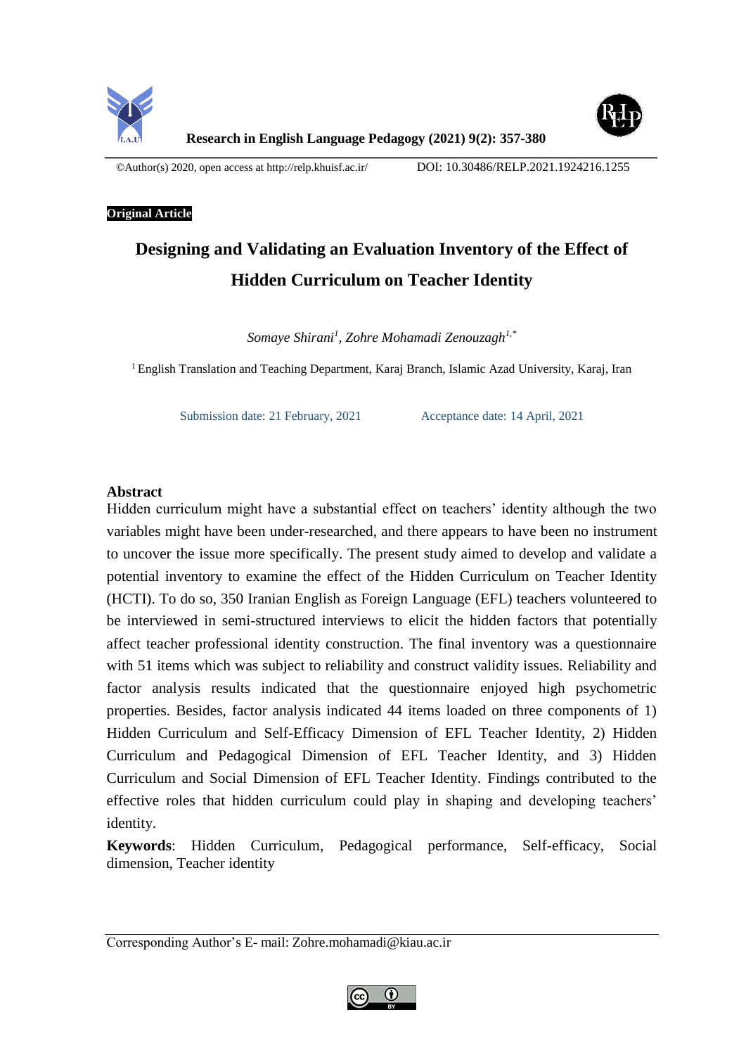Research in English Language Pedagogy (2021) 9(2): 357-380

©Author(s) 2020, open access at http://relp.khuisf.ac.ir/ DOI: 10.30486/RELP.2021.1924216.1255

**Original Article**

# Designing and Validating an Evaluation Inventory of the Effect of Hidden Curriculum on Teacher Identity

*Somaye Shirani*[1], *Zohre Mohamadi Zenouzagh*[1,*]

[1] English Translation and Teaching Department, Karaj Branch, Islamic Azad University, Karaj, Iran

Submission date: 21 February, 2021 Acceptance date: 14 April, 2021

## Abstract

Hidden curriculum might have a substantial effect on teachers' identity although the two variables might have been under-researched, and there appears to have been no instrument to uncover the issue more specifically. The present study aimed to develop and validate a potential inventory to examine the effect of the Hidden Curriculum on Teacher Identity (HCTI). To do so, 350 Iranian English as Foreign Language (EFL) teachers volunteered to be interviewed in semi-structured interviews to elicit the hidden factors that potentially affect teacher professional identity construction. The final inventory was a questionnaire with 51 items which was subject to reliability and construct validity issues. Reliability and factor analysis results indicated that the questionnaire enjoyed high psychometric properties. Besides, factor analysis indicated 44 items loaded on three components of 1) Hidden Curriculum and Self-Efficacy Dimension of EFL Teacher Identity, 2) Hidden Curriculum and Pedagogical Dimension of EFL Teacher Identity, and 3) Hidden Curriculum and Social Dimension of EFL Teacher Identity. Findings contributed to the effective roles that hidden curriculum could play in shaping and developing teachers' identity.

**Keywords**: Hidden Curriculum, Pedagogical performance, Self-efficacy, Social dimension, Teacher identity

Corresponding Author's E- mail: Zohre.mohamadi@kiau.ac.ir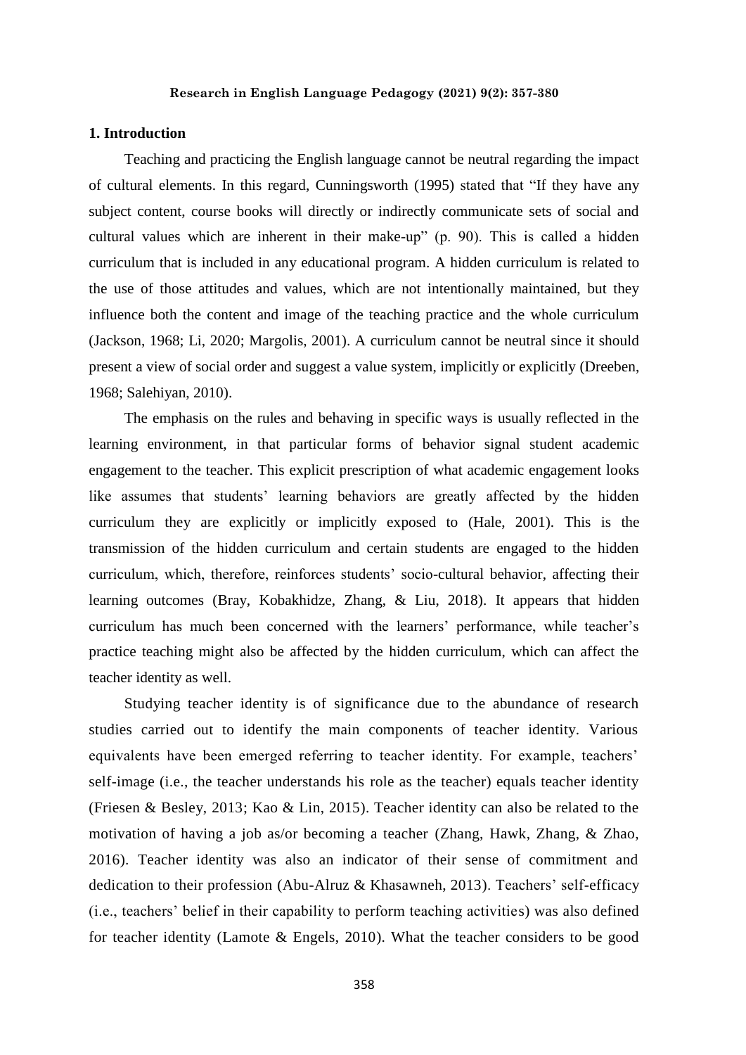## 1. Introduction

Teaching and practicing the English language cannot be neutral regarding the impact of cultural elements. In this regard, Cunningsworth (1995) stated that "If they have any subject content, course books will directly or indirectly communicate sets of social and cultural values which are inherent in their make-up" (p. 90). This is called a hidden curriculum that is included in any educational program. A hidden curriculum is related to the use of those attitudes and values, which are not intentionally maintained, but they influence both the content and image of the teaching practice and the whole curriculum (Jackson, 1968; Li, 2020; Margolis, 2001). A curriculum cannot be neutral since it should present a view of social order and suggest a value system, implicitly or explicitly (Dreeben, 1968; Salehiyan, 2010).

The emphasis on the rules and behaving in specific ways is usually reflected in the learning environment, in that particular forms of behavior signal student academic engagement to the teacher. This explicit prescription of what academic engagement looks like assumes that students' learning behaviors are greatly affected by the hidden curriculum they are explicitly or implicitly exposed to (Hale, 2001). This is the transmission of the hidden curriculum and certain students are engaged to the hidden curriculum, which, therefore, reinforces students' socio-cultural behavior, affecting their learning outcomes (Bray, Kobakhidze, Zhang, & Liu, 2018). It appears that hidden curriculum has much been concerned with the learners' performance, while teacher's practice teaching might also be affected by the hidden curriculum, which can affect the teacher identity as well.

Studying teacher identity is of significance due to the abundance of research studies carried out to identify the main components of teacher identity. Various equivalents have been emerged referring to teacher identity. For example, teachers' self-image (i.e., the teacher understands his role as the teacher) equals teacher identity (Friesen & Besley, 2013; Kao & Lin, 2015). Teacher identity can also be related to the motivation of having a job as/or becoming a teacher (Zhang, Hawk, Zhang, & Zhao, 2016). Teacher identity was also an indicator of their sense of commitment and dedication to their profession (Abu-Alruz & Khasawneh, 2013). Teachers' self-efficacy (i.e., teachers' belief in their capability to perform teaching activities) was also defined for teacher identity (Lamote & Engels, 2010). What the teacher considers to be good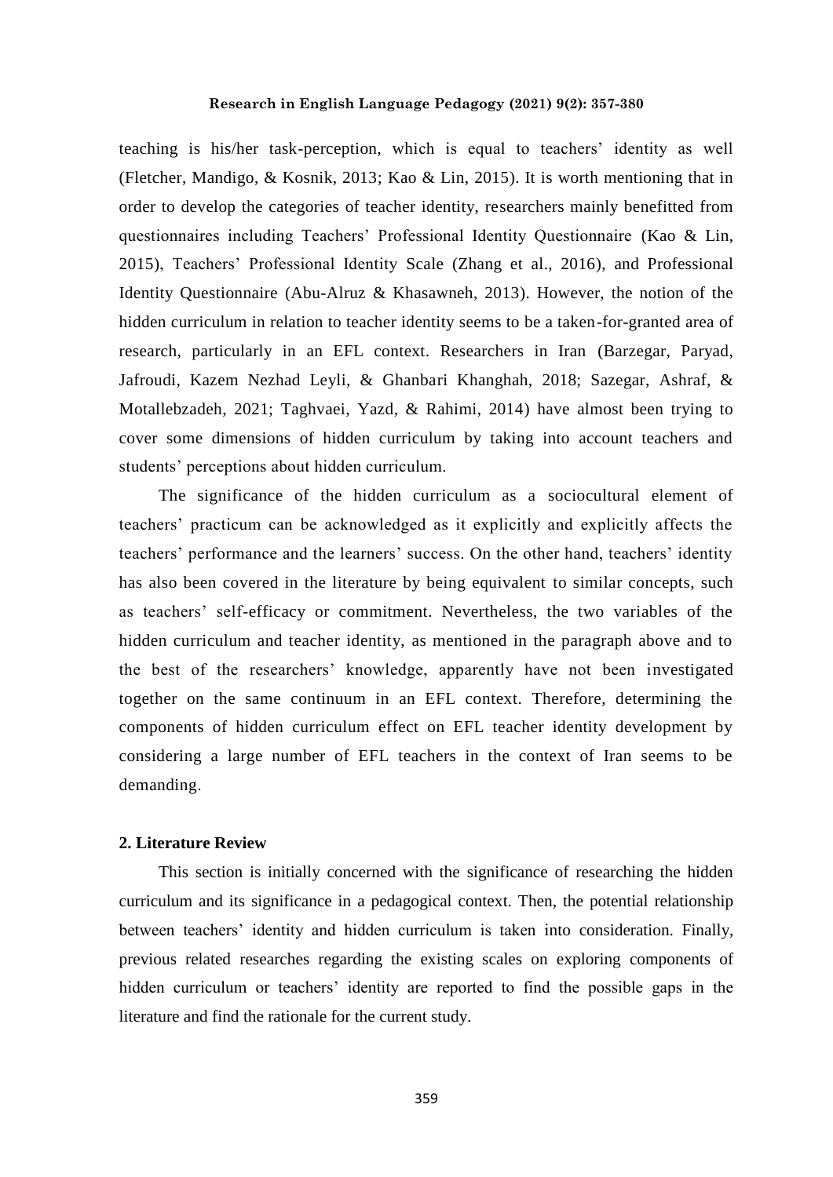teaching is his/her task-perception, which is equal to teachers' identity as well (Fletcher, Mandigo, & Kosnik, 2013; Kao & Lin, 2015). It is worth mentioning that in order to develop the categories of teacher identity, researchers mainly benefitted from questionnaires including Teachers' Professional Identity Questionnaire (Kao & Lin, 2015), Teachers' Professional Identity Scale (Zhang et al., 2016), and Professional Identity Questionnaire (Abu-Alruz & Khasawneh, 2013). However, the notion of the hidden curriculum in relation to teacher identity seems to be a taken-for-granted area of research, particularly in an EFL context. Researchers in Iran (Barzegar, Paryad, Jafroudi, Kazem Nezhad Leyli, & Ghanbari Khanghah, 2018; Sazegar, Ashraf, & Motallebzadeh, 2021; Taghvaei, Yazd, & Rahimi, 2014) have almost been trying to cover some dimensions of hidden curriculum by taking into account teachers and students' perceptions about hidden curriculum.

The significance of the hidden curriculum as a sociocultural element of teachers' practicum can be acknowledged as it explicitly and explicitly affects the teachers' performance and the learners' success. On the other hand, teachers' identity has also been covered in the literature by being equivalent to similar concepts, such as teachers' self-efficacy or commitment. Nevertheless, the two variables of the hidden curriculum and teacher identity, as mentioned in the paragraph above and to the best of the researchers' knowledge, apparently have not been investigated together on the same continuum in an EFL context. Therefore, determining the components of hidden curriculum effect on EFL teacher identity development by considering a large number of EFL teachers in the context of Iran seems to be demanding.

## 2. Literature Review

This section is initially concerned with the significance of researching the hidden curriculum and its significance in a pedagogical context. Then, the potential relationship between teachers' identity and hidden curriculum is taken into consideration. Finally, previous related researches regarding the existing scales on exploring components of hidden curriculum or teachers' identity are reported to find the possible gaps in the literature and find the rationale for the current study.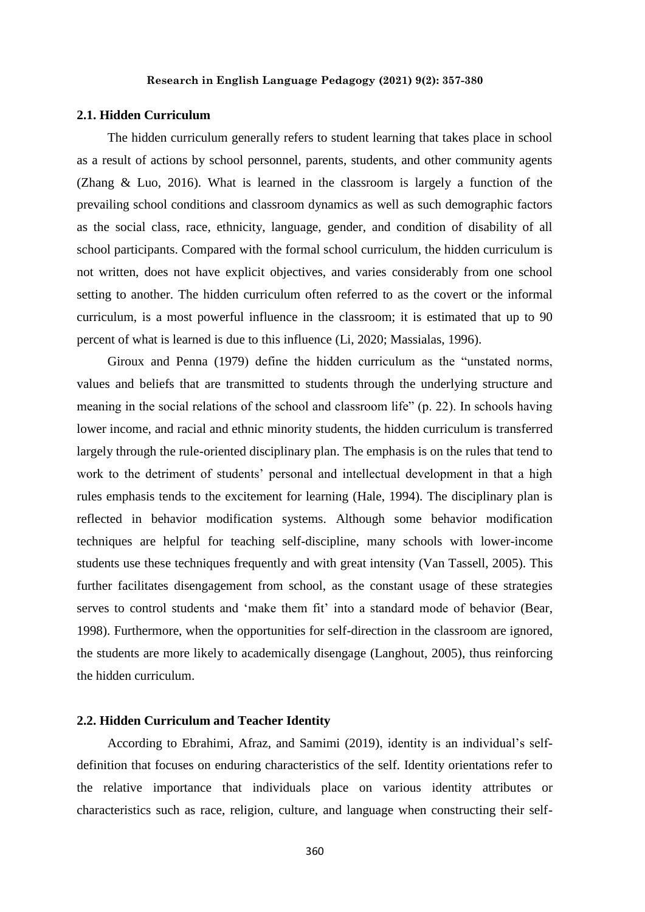### 2.1. Hidden Curriculum

The hidden curriculum generally refers to student learning that takes place in school as a result of actions by school personnel, parents, students, and other community agents (Zhang & Luo, 2016). What is learned in the classroom is largely a function of the prevailing school conditions and classroom dynamics as well as such demographic factors as the social class, race, ethnicity, language, gender, and condition of disability of all school participants. Compared with the formal school curriculum, the hidden curriculum is not written, does not have explicit objectives, and varies considerably from one school setting to another. The hidden curriculum often referred to as the covert or the informal curriculum, is a most powerful influence in the classroom; it is estimated that up to 90 percent of what is learned is due to this influence (Li, 2020; Massialas, 1996).

Giroux and Penna (1979) define the hidden curriculum as the "unstated norms, values and beliefs that are transmitted to students through the underlying structure and meaning in the social relations of the school and classroom life" (p. 22). In schools having lower income, and racial and ethnic minority students, the hidden curriculum is transferred largely through the rule-oriented disciplinary plan. The emphasis is on the rules that tend to work to the detriment of students' personal and intellectual development in that a high rules emphasis tends to the excitement for learning (Hale, 1994). The disciplinary plan is reflected in behavior modification systems. Although some behavior modification techniques are helpful for teaching self-discipline, many schools with lower-income students use these techniques frequently and with great intensity (Van Tassell, 2005). This further facilitates disengagement from school, as the constant usage of these strategies serves to control students and 'make them fit' into a standard mode of behavior (Bear, 1998). Furthermore, when the opportunities for self-direction in the classroom are ignored, the students are more likely to academically disengage (Langhout, 2005), thus reinforcing the hidden curriculum.

### 2.2. Hidden Curriculum and Teacher Identity

According to Ebrahimi, Afraz, and Samimi (2019), identity is an individual's self-definition that focuses on enduring characteristics of the self. Identity orientations refer to the relative importance that individuals place on various identity attributes or characteristics such as race, religion, culture, and language when constructing their self-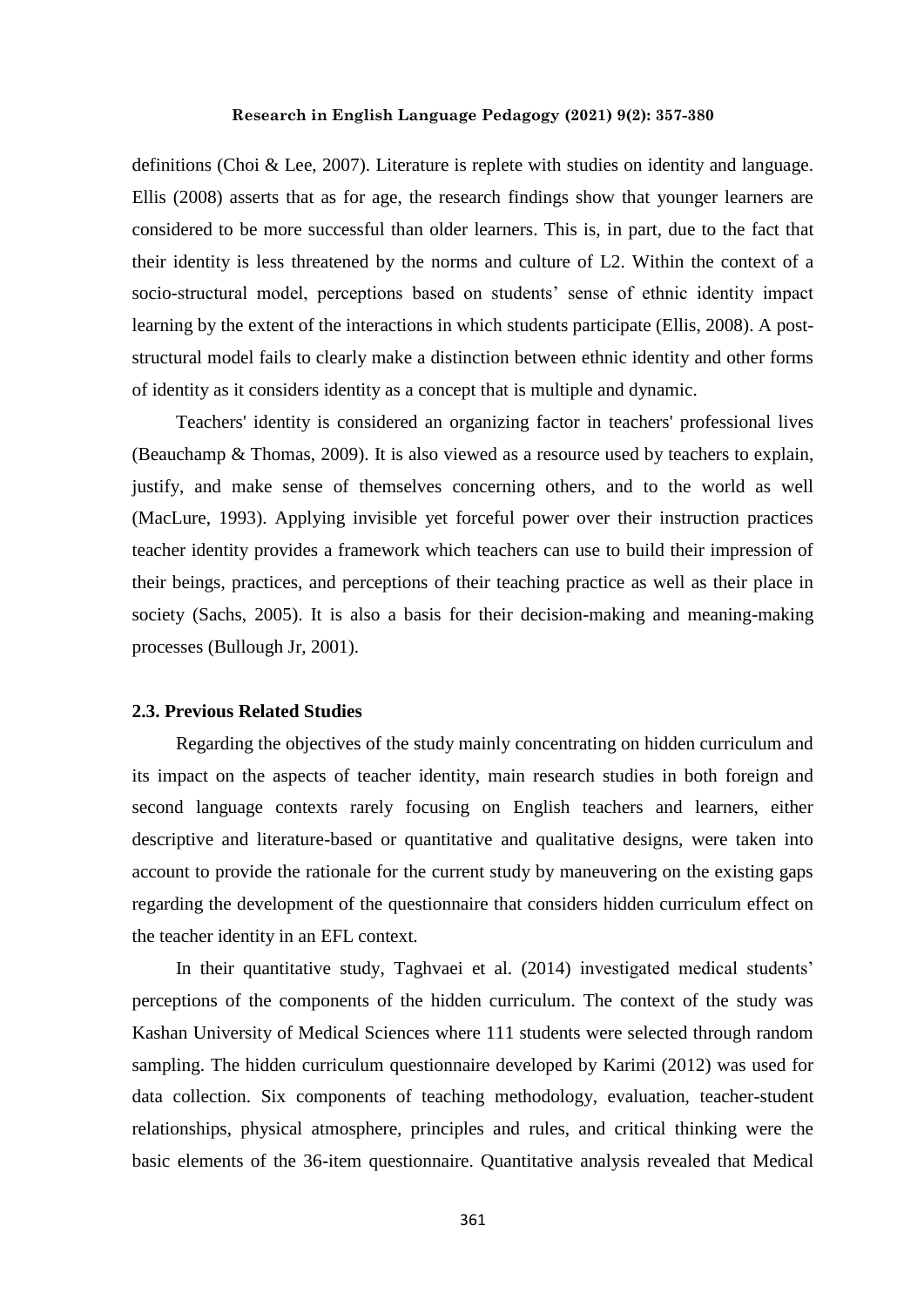definitions (Choi & Lee, 2007). Literature is replete with studies on identity and language. Ellis (2008) asserts that as for age, the research findings show that younger learners are considered to be more successful than older learners. This is, in part, due to the fact that their identity is less threatened by the norms and culture of L2. Within the context of a socio-structural model, perceptions based on students' sense of ethnic identity impact learning by the extent of the interactions in which students participate (Ellis, 2008). A post-structural model fails to clearly make a distinction between ethnic identity and other forms of identity as it considers identity as a concept that is multiple and dynamic.

Teachers' identity is considered an organizing factor in teachers' professional lives (Beauchamp & Thomas, 2009). It is also viewed as a resource used by teachers to explain, justify, and make sense of themselves concerning others, and to the world as well (MacLure, 1993). Applying invisible yet forceful power over their instruction practices teacher identity provides a framework which teachers can use to build their impression of their beings, practices, and perceptions of their teaching practice as well as their place in society (Sachs, 2005). It is also a basis for their decision-making and meaning-making processes (Bullough Jr, 2001).

### 2.3. Previous Related Studies

Regarding the objectives of the study mainly concentrating on hidden curriculum and its impact on the aspects of teacher identity, main research studies in both foreign and second language contexts rarely focusing on English teachers and learners, either descriptive and literature-based or quantitative and qualitative designs, were taken into account to provide the rationale for the current study by maneuvering on the existing gaps regarding the development of the questionnaire that considers hidden curriculum effect on the teacher identity in an EFL context.

In their quantitative study, Taghvaei et al. (2014) investigated medical students' perceptions of the components of the hidden curriculum. The context of the study was Kashan University of Medical Sciences where 111 students were selected through random sampling. The hidden curriculum questionnaire developed by Karimi (2012) was used for data collection. Six components of teaching methodology, evaluation, teacher-student relationships, physical atmosphere, principles and rules, and critical thinking were the basic elements of the 36-item questionnaire. Quantitative analysis revealed that Medical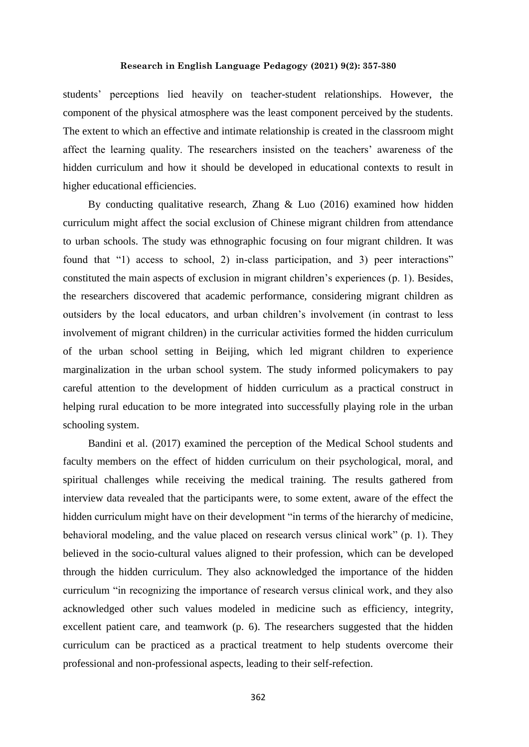students' perceptions lied heavily on teacher-student relationships. However, the component of the physical atmosphere was the least component perceived by the students. The extent to which an effective and intimate relationship is created in the classroom might affect the learning quality. The researchers insisted on the teachers' awareness of the hidden curriculum and how it should be developed in educational contexts to result in higher educational efficiencies.

By conducting qualitative research, Zhang & Luo (2016) examined how hidden curriculum might affect the social exclusion of Chinese migrant children from attendance to urban schools. The study was ethnographic focusing on four migrant children. It was found that "1) access to school, 2) in-class participation, and 3) peer interactions" constituted the main aspects of exclusion in migrant children's experiences (p. 1). Besides, the researchers discovered that academic performance, considering migrant children as outsiders by the local educators, and urban children's involvement (in contrast to less involvement of migrant children) in the curricular activities formed the hidden curriculum of the urban school setting in Beijing, which led migrant children to experience marginalization in the urban school system. The study informed policymakers to pay careful attention to the development of hidden curriculum as a practical construct in helping rural education to be more integrated into successfully playing role in the urban schooling system.

Bandini et al. (2017) examined the perception of the Medical School students and faculty members on the effect of hidden curriculum on their psychological, moral, and spiritual challenges while receiving the medical training. The results gathered from interview data revealed that the participants were, to some extent, aware of the effect the hidden curriculum might have on their development "in terms of the hierarchy of medicine, behavioral modeling, and the value placed on research versus clinical work" (p. 1). They believed in the socio-cultural values aligned to their profession, which can be developed through the hidden curriculum. They also acknowledged the importance of the hidden curriculum "in recognizing the importance of research versus clinical work, and they also acknowledged other such values modeled in medicine such as efficiency, integrity, excellent patient care, and teamwork (p. 6). The researchers suggested that the hidden curriculum can be practiced as a practical treatment to help students overcome their professional and non-professional aspects, leading to their self-refection.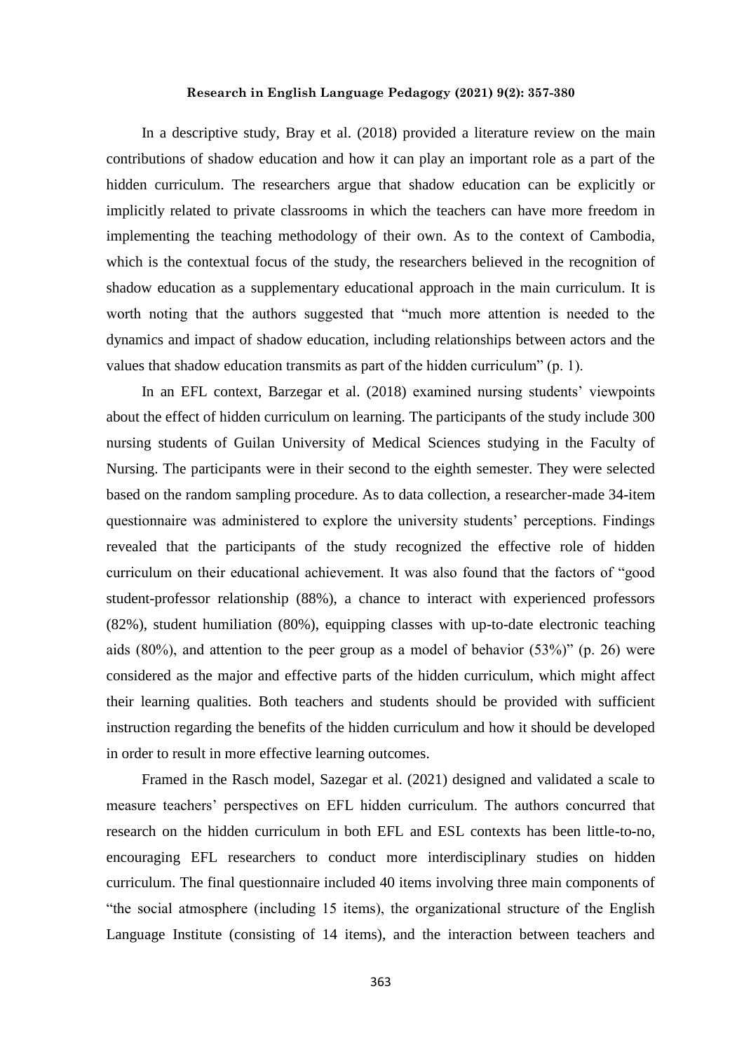In a descriptive study, Bray et al. (2018) provided a literature review on the main contributions of shadow education and how it can play an important role as a part of the hidden curriculum. The researchers argue that shadow education can be explicitly or implicitly related to private classrooms in which the teachers can have more freedom in implementing the teaching methodology of their own. As to the context of Cambodia, which is the contextual focus of the study, the researchers believed in the recognition of shadow education as a supplementary educational approach in the main curriculum. It is worth noting that the authors suggested that "much more attention is needed to the dynamics and impact of shadow education, including relationships between actors and the values that shadow education transmits as part of the hidden curriculum" (p. 1).

In an EFL context, Barzegar et al. (2018) examined nursing students' viewpoints about the effect of hidden curriculum on learning. The participants of the study include 300 nursing students of Guilan University of Medical Sciences studying in the Faculty of Nursing. The participants were in their second to the eighth semester. They were selected based on the random sampling procedure. As to data collection, a researcher-made 34-item questionnaire was administered to explore the university students' perceptions. Findings revealed that the participants of the study recognized the effective role of hidden curriculum on their educational achievement. It was also found that the factors of "good student-professor relationship (88%), a chance to interact with experienced professors (82%), student humiliation (80%), equipping classes with up-to-date electronic teaching aids (80%), and attention to the peer group as a model of behavior (53%)" (p. 26) were considered as the major and effective parts of the hidden curriculum, which might affect their learning qualities. Both teachers and students should be provided with sufficient instruction regarding the benefits of the hidden curriculum and how it should be developed in order to result in more effective learning outcomes.

Framed in the Rasch model, Sazegar et al. (2021) designed and validated a scale to measure teachers' perspectives on EFL hidden curriculum. The authors concurred that research on the hidden curriculum in both EFL and ESL contexts has been little-to-no, encouraging EFL researchers to conduct more interdisciplinary studies on hidden curriculum. The final questionnaire included 40 items involving three main components of "the social atmosphere (including 15 items), the organizational structure of the English Language Institute (consisting of 14 items), and the interaction between teachers and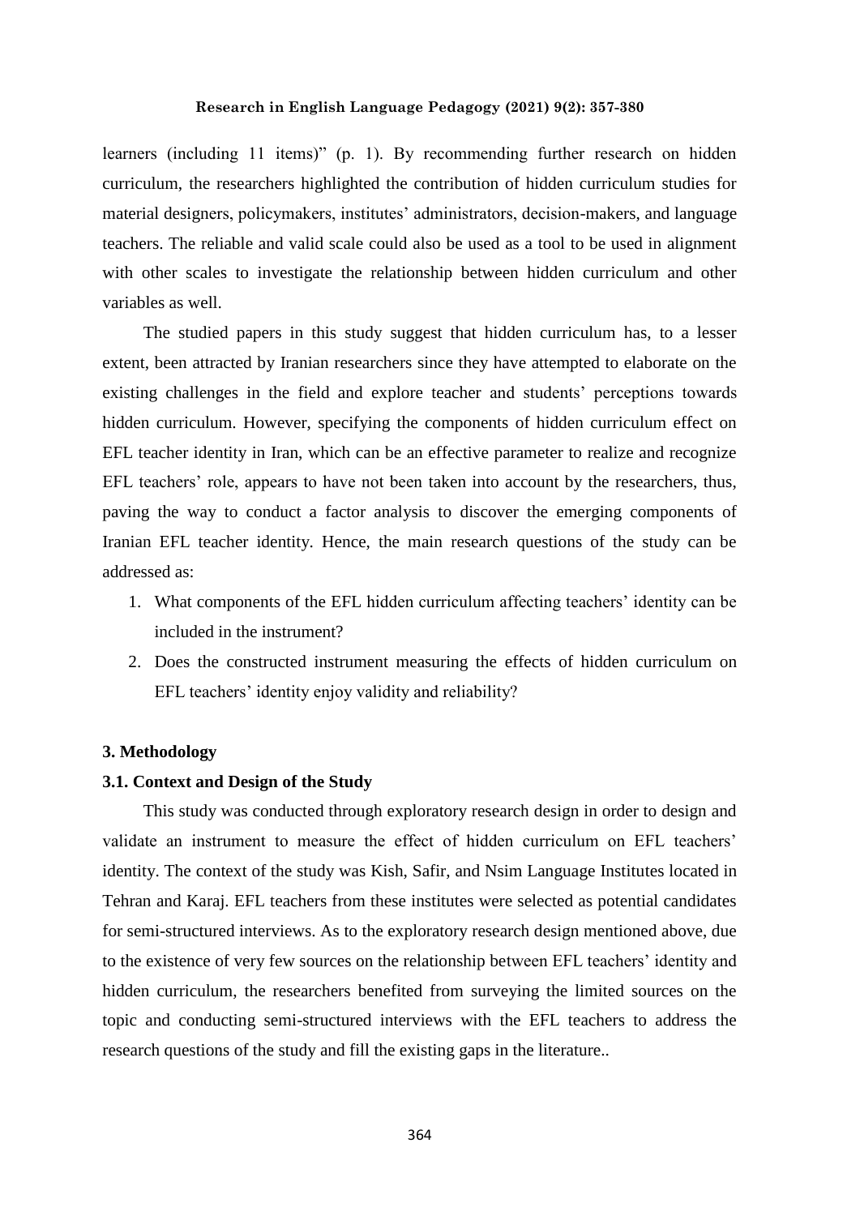learners (including 11 items)" (p. 1). By recommending further research on hidden curriculum, the researchers highlighted the contribution of hidden curriculum studies for material designers, policymakers, institutes' administrators, decision-makers, and language teachers. The reliable and valid scale could also be used as a tool to be used in alignment with other scales to investigate the relationship between hidden curriculum and other variables as well.

The studied papers in this study suggest that hidden curriculum has, to a lesser extent, been attracted by Iranian researchers since they have attempted to elaborate on the existing challenges in the field and explore teacher and students' perceptions towards hidden curriculum. However, specifying the components of hidden curriculum effect on EFL teacher identity in Iran, which can be an effective parameter to realize and recognize EFL teachers' role, appears to have not been taken into account by the researchers, thus, paving the way to conduct a factor analysis to discover the emerging components of Iranian EFL teacher identity. Hence, the main research questions of the study can be addressed as:

1. What components of the EFL hidden curriculum affecting teachers' identity can be included in the instrument?
2. Does the constructed instrument measuring the effects of hidden curriculum on EFL teachers' identity enjoy validity and reliability?

## 3. Methodology

### 3.1. Context and Design of the Study

This study was conducted through exploratory research design in order to design and validate an instrument to measure the effect of hidden curriculum on EFL teachers' identity. The context of the study was Kish, Safir, and Nsim Language Institutes located in Tehran and Karaj. EFL teachers from these institutes were selected as potential candidates for semi-structured interviews. As to the exploratory research design mentioned above, due to the existence of very few sources on the relationship between EFL teachers' identity and hidden curriculum, the researchers benefited from surveying the limited sources on the topic and conducting semi-structured interviews with the EFL teachers to address the research questions of the study and fill the existing gaps in the literature..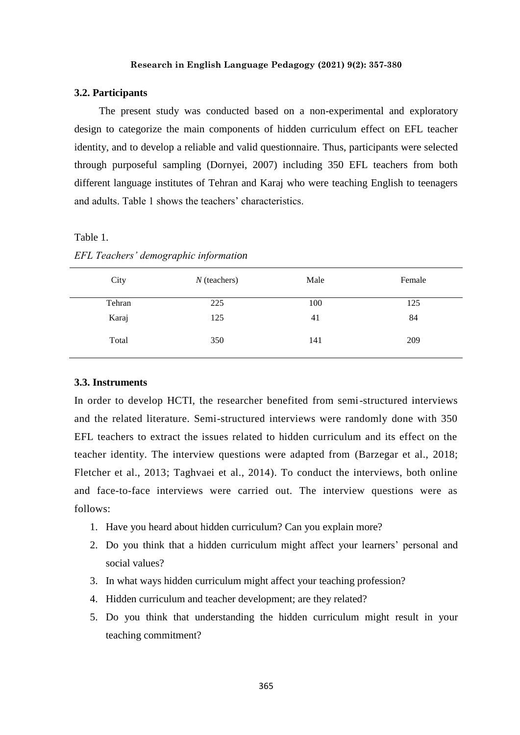### 3.2. Participants

The present study was conducted based on a non-experimental and exploratory design to categorize the main components of hidden curriculum effect on EFL teacher identity, and to develop a reliable and valid questionnaire. Thus, participants were selected through purposeful sampling (Dornyei, 2007) including 350 EFL teachers from both different language institutes of Tehran and Karaj who were teaching English to teenagers and adults. Table 1 shows the teachers' characteristics.

Table 1.

*EFL Teachers' demographic information*

| City | *N* (teachers) | Male | Female |
|---|---|---|---|
| Tehran | 225 | 100 | 125 |
| Karaj | 125 | 41 | 84 |
| Total | 350 | 141 | 209 |

### 3.3. Instruments

In order to develop HCTI, the researcher benefited from semi-structured interviews and the related literature. Semi-structured interviews were randomly done with 350 EFL teachers to extract the issues related to hidden curriculum and its effect on the teacher identity. The interview questions were adapted from (Barzegar et al., 2018; Fletcher et al., 2013; Taghvaei et al., 2014). To conduct the interviews, both online and face-to-face interviews were carried out. The interview questions were as follows:

1. Have you heard about hidden curriculum? Can you explain more?
2. Do you think that a hidden curriculum might affect your learners' personal and social values?
3. In what ways hidden curriculum might affect your teaching profession?
4. Hidden curriculum and teacher development; are they related?
5. Do you think that understanding the hidden curriculum might result in your teaching commitment?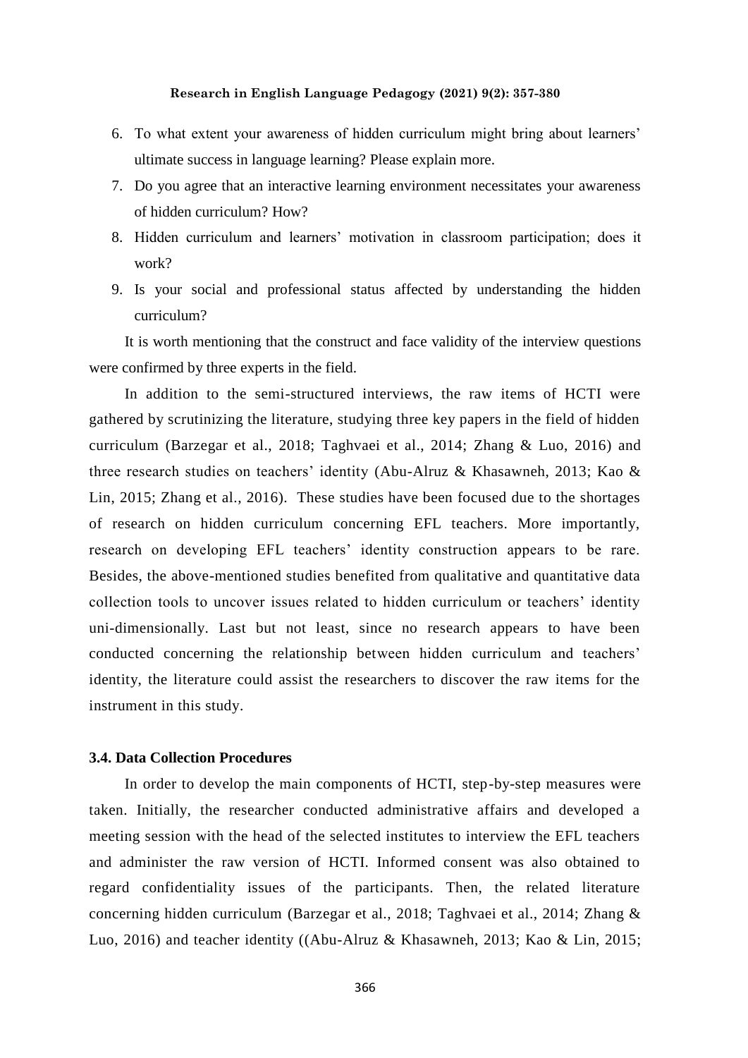6. To what extent your awareness of hidden curriculum might bring about learners' ultimate success in language learning? Please explain more.
7. Do you agree that an interactive learning environment necessitates your awareness of hidden curriculum? How?
8. Hidden curriculum and learners' motivation in classroom participation; does it work?
9. Is your social and professional status affected by understanding the hidden curriculum?

It is worth mentioning that the construct and face validity of the interview questions were confirmed by three experts in the field.

In addition to the semi-structured interviews, the raw items of HCTI were gathered by scrutinizing the literature, studying three key papers in the field of hidden curriculum (Barzegar et al., 2018; Taghvaei et al., 2014; Zhang & Luo, 2016) and three research studies on teachers' identity (Abu-Alruz & Khasawneh, 2013; Kao & Lin, 2015; Zhang et al., 2016). These studies have been focused due to the shortages of research on hidden curriculum concerning EFL teachers. More importantly, research on developing EFL teachers' identity construction appears to be rare. Besides, the above-mentioned studies benefited from qualitative and quantitative data collection tools to uncover issues related to hidden curriculum or teachers' identity uni-dimensionally. Last but not least, since no research appears to have been conducted concerning the relationship between hidden curriculum and teachers' identity, the literature could assist the researchers to discover the raw items for the instrument in this study.

### 3.4. Data Collection Procedures

In order to develop the main components of HCTI, step-by-step measures were taken. Initially, the researcher conducted administrative affairs and developed a meeting session with the head of the selected institutes to interview the EFL teachers and administer the raw version of HCTI. Informed consent was also obtained to regard confidentiality issues of the participants. Then, the related literature concerning hidden curriculum (Barzegar et al., 2018; Taghvaei et al., 2014; Zhang & Luo, 2016) and teacher identity ((Abu-Alruz & Khasawneh, 2013; Kao & Lin, 2015;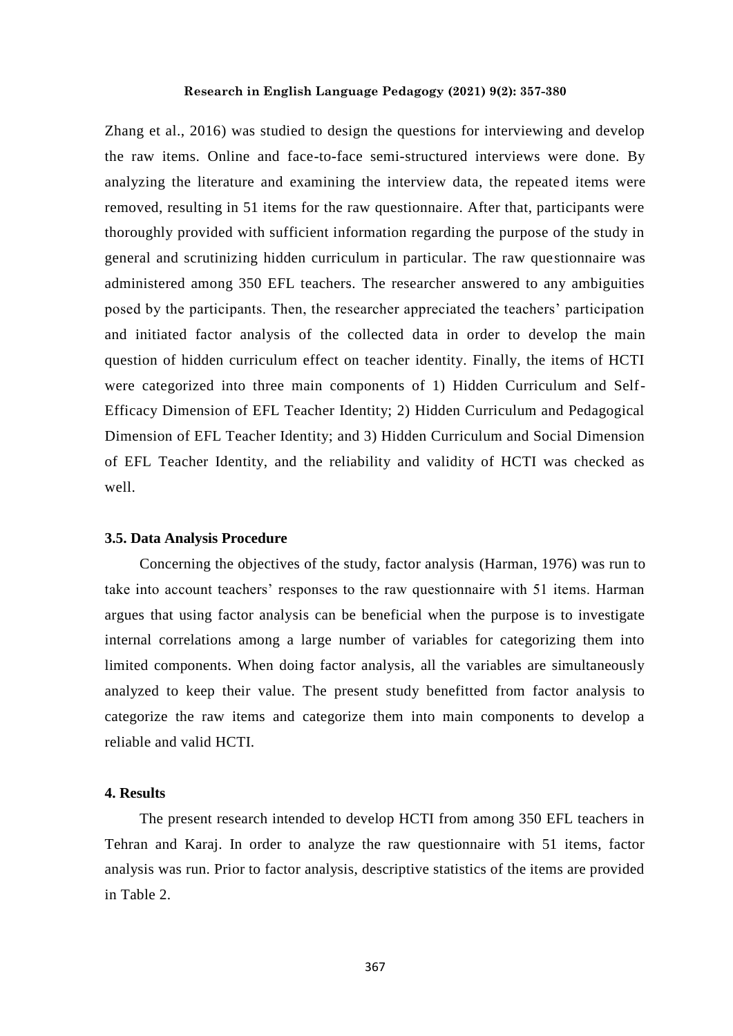Zhang et al., 2016) was studied to design the questions for interviewing and develop the raw items. Online and face-to-face semi-structured interviews were done. By analyzing the literature and examining the interview data, the repeated items were removed, resulting in 51 items for the raw questionnaire. After that, participants were thoroughly provided with sufficient information regarding the purpose of the study in general and scrutinizing hidden curriculum in particular. The raw questionnaire was administered among 350 EFL teachers. The researcher answered to any ambiguities posed by the participants. Then, the researcher appreciated the teachers' participation and initiated factor analysis of the collected data in order to develop the main question of hidden curriculum effect on teacher identity. Finally, the items of HCTI were categorized into three main components of 1) Hidden Curriculum and Self-Efficacy Dimension of EFL Teacher Identity; 2) Hidden Curriculum and Pedagogical Dimension of EFL Teacher Identity; and 3) Hidden Curriculum and Social Dimension of EFL Teacher Identity, and the reliability and validity of HCTI was checked as well.

### 3.5. Data Analysis Procedure

Concerning the objectives of the study, factor analysis (Harman, 1976) was run to take into account teachers' responses to the raw questionnaire with 51 items. Harman argues that using factor analysis can be beneficial when the purpose is to investigate internal correlations among a large number of variables for categorizing them into limited components. When doing factor analysis, all the variables are simultaneously analyzed to keep their value. The present study benefitted from factor analysis to categorize the raw items and categorize them into main components to develop a reliable and valid HCTI.

## 4. Results

The present research intended to develop HCTI from among 350 EFL teachers in Tehran and Karaj. In order to analyze the raw questionnaire with 51 items, factor analysis was run. Prior to factor analysis, descriptive statistics of the items are provided in Table 2.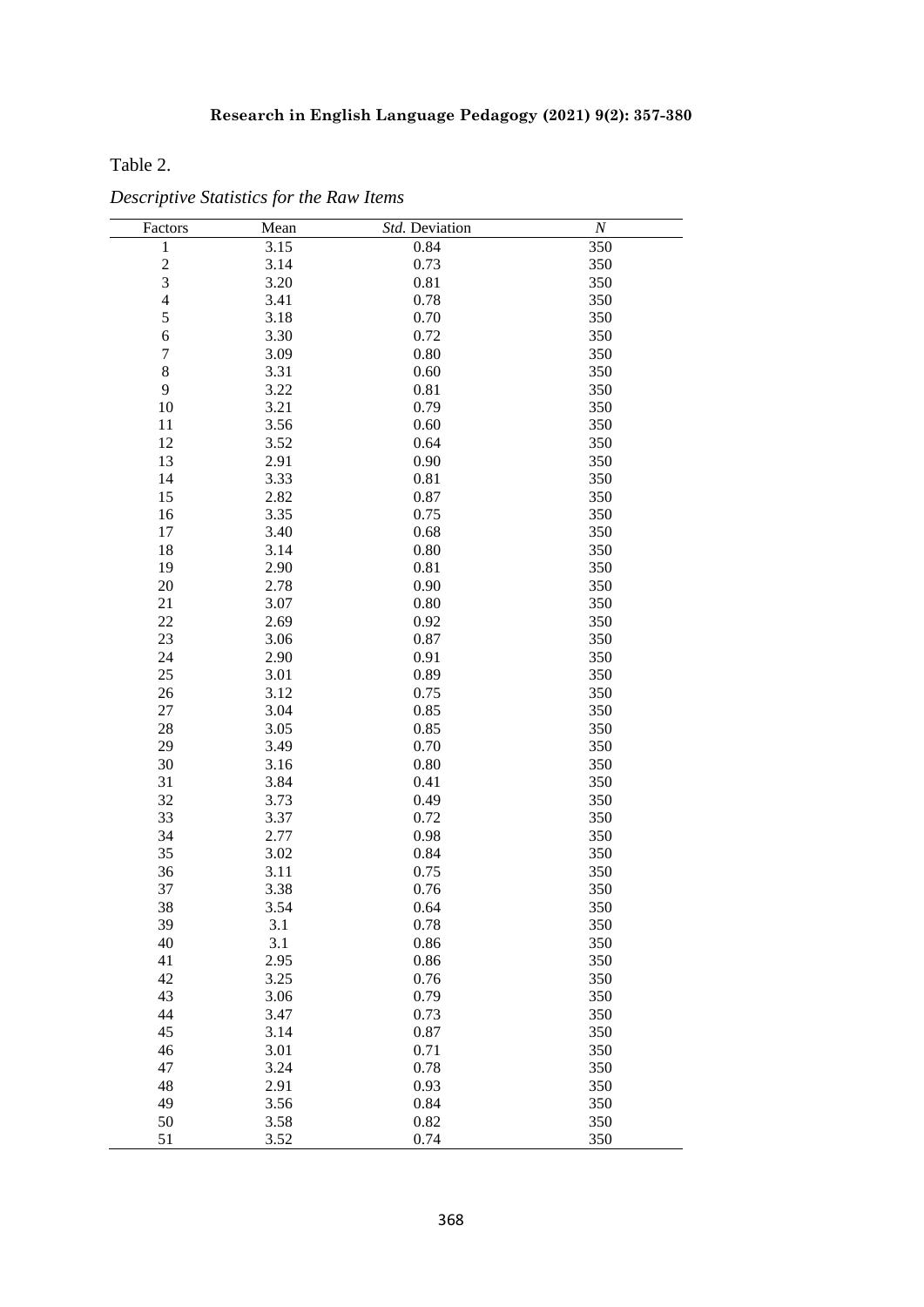Table 2.

*Descriptive Statistics for the Raw Items*

| Factors | Mean | *Std.* Deviation | *N* |
|---|---|---|---|
| 1 | 3.15 | 0.84 | 350 |
| 2 | 3.14 | 0.73 | 350 |
| 3 | 3.20 | 0.81 | 350 |
| 4 | 3.41 | 0.78 | 350 |
| 5 | 3.18 | 0.70 | 350 |
| 6 | 3.30 | 0.72 | 350 |
| 7 | 3.09 | 0.80 | 350 |
| 8 | 3.31 | 0.60 | 350 |
| 9 | 3.22 | 0.81 | 350 |
| 10 | 3.21 | 0.79 | 350 |
| 11 | 3.56 | 0.60 | 350 |
| 12 | 3.52 | 0.64 | 350 |
| 13 | 2.91 | 0.90 | 350 |
| 14 | 3.33 | 0.81 | 350 |
| 15 | 2.82 | 0.87 | 350 |
| 16 | 3.35 | 0.75 | 350 |
| 17 | 3.40 | 0.68 | 350 |
| 18 | 3.14 | 0.80 | 350 |
| 19 | 2.90 | 0.81 | 350 |
| 20 | 2.78 | 0.90 | 350 |
| 21 | 3.07 | 0.80 | 350 |
| 22 | 2.69 | 0.92 | 350 |
| 23 | 3.06 | 0.87 | 350 |
| 24 | 2.90 | 0.91 | 350 |
| 25 | 3.01 | 0.89 | 350 |
| 26 | 3.12 | 0.75 | 350 |
| 27 | 3.04 | 0.85 | 350 |
| 28 | 3.05 | 0.85 | 350 |
| 29 | 3.49 | 0.70 | 350 |
| 30 | 3.16 | 0.80 | 350 |
| 31 | 3.84 | 0.41 | 350 |
| 32 | 3.73 | 0.49 | 350 |
| 33 | 3.37 | 0.72 | 350 |
| 34 | 2.77 | 0.98 | 350 |
| 35 | 3.02 | 0.84 | 350 |
| 36 | 3.11 | 0.75 | 350 |
| 37 | 3.38 | 0.76 | 350 |
| 38 | 3.54 | 0.64 | 350 |
| 39 | 3.1 | 0.78 | 350 |
| 40 | 3.1 | 0.86 | 350 |
| 41 | 2.95 | 0.86 | 350 |
| 42 | 3.25 | 0.76 | 350 |
| 43 | 3.06 | 0.79 | 350 |
| 44 | 3.47 | 0.73 | 350 |
| 45 | 3.14 | 0.87 | 350 |
| 46 | 3.01 | 0.71 | 350 |
| 47 | 3.24 | 0.78 | 350 |
| 48 | 2.91 | 0.93 | 350 |
| 49 | 3.56 | 0.84 | 350 |
| 50 | 3.58 | 0.82 | 350 |
| 51 | 3.52 | 0.74 | 350 |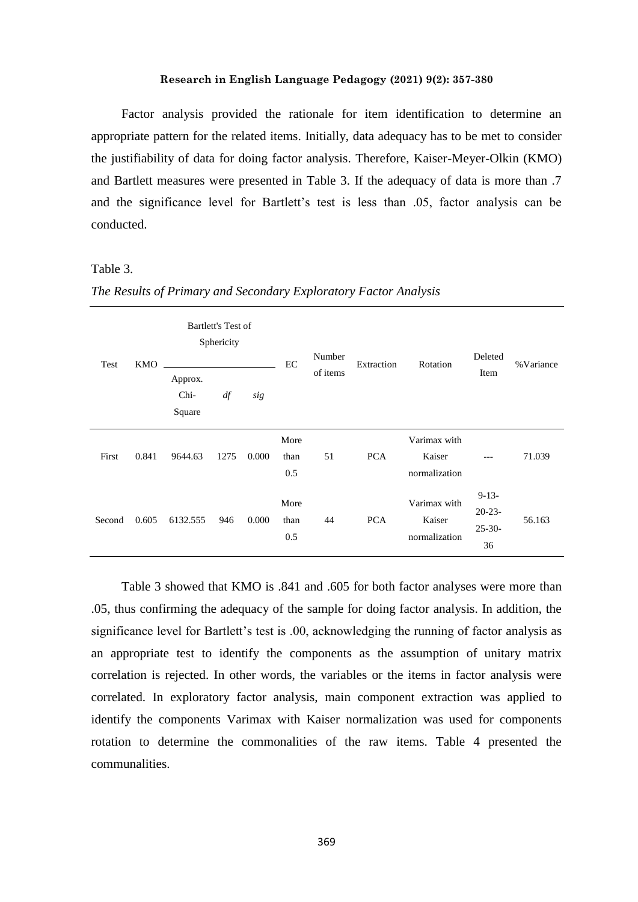Factor analysis provided the rationale for item identification to determine an appropriate pattern for the related items. Initially, data adequacy has to be met to consider the justifiability of data for doing factor analysis. Therefore, Kaiser-Meyer-Olkin (KMO) and Bartlett measures were presented in Table 3. If the adequacy of data is more than .7 and the significance level for Bartlett's test is less than .05, factor analysis can be conducted.

Table 3.

*The Results of Primary and Secondary Exploratory Factor Analysis*

| Test | KMO | Bartlett's Test of Sphericity | | | EC | Number of items | Extraction | Rotation | Deleted Item | %Variance |
|---|---|---|---|---|---|---|---|---|---|---|
| | | Approx. Chi-Square | *df* | *sig* | | | | | | |
| First | 0.841 | 9644.63 | 1275 | 0.000 | More than 0.5 | 51 | PCA | Varimax with Kaiser normalization | --- | 71.039 |
| Second | 0.605 | 6132.555 | 946 | 0.000 | More than 0.5 | 44 | PCA | Varimax with Kaiser normalization | 9-13-20-23-25-30-36 | 56.163 |

Table 3 showed that KMO is .841 and .605 for both factor analyses were more than .05, thus confirming the adequacy of the sample for doing factor analysis. In addition, the significance level for Bartlett's test is .00, acknowledging the running of factor analysis as an appropriate test to identify the components as the assumption of unitary matrix correlation is rejected. In other words, the variables or the items in factor analysis were correlated. In exploratory factor analysis, main component extraction was applied to identify the components Varimax with Kaiser normalization was used for components rotation to determine the commonalities of the raw items. Table 4 presented the communalities.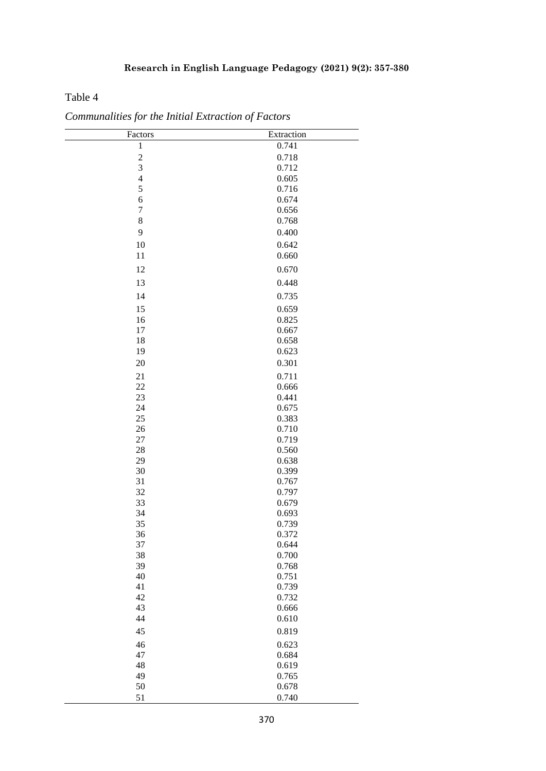Table 4

*Communalities for the Initial Extraction of Factors*

| Factors | Extraction |
|---|---|
| 1 | 0.741 |
| 2 | 0.718 |
| 3 | 0.712 |
| 4 | 0.605 |
| 5 | 0.716 |
| 6 | 0.674 |
| 7 | 0.656 |
| 8 | 0.768 |
| 9 | 0.400 |
| 10 | 0.642 |
| 11 | 0.660 |
| 12 | 0.670 |
| 13 | 0.448 |
| 14 | 0.735 |
| 15 | 0.659 |
| 16 | 0.825 |
| 17 | 0.667 |
| 18 | 0.658 |
| 19 | 0.623 |
| 20 | 0.301 |
| 21 | 0.711 |
| 22 | 0.666 |
| 23 | 0.441 |
| 24 | 0.675 |
| 25 | 0.383 |
| 26 | 0.710 |
| 27 | 0.719 |
| 28 | 0.560 |
| 29 | 0.638 |
| 30 | 0.399 |
| 31 | 0.767 |
| 32 | 0.797 |
| 33 | 0.679 |
| 34 | 0.693 |
| 35 | 0.739 |
| 36 | 0.372 |
| 37 | 0.644 |
| 38 | 0.700 |
| 39 | 0.768 |
| 40 | 0.751 |
| 41 | 0.739 |
| 42 | 0.732 |
| 43 | 0.666 |
| 44 | 0.610 |
| 45 | 0.819 |
| 46 | 0.623 |
| 47 | 0.684 |
| 48 | 0.619 |
| 49 | 0.765 |
| 50 | 0.678 |
| 51 | 0.740 |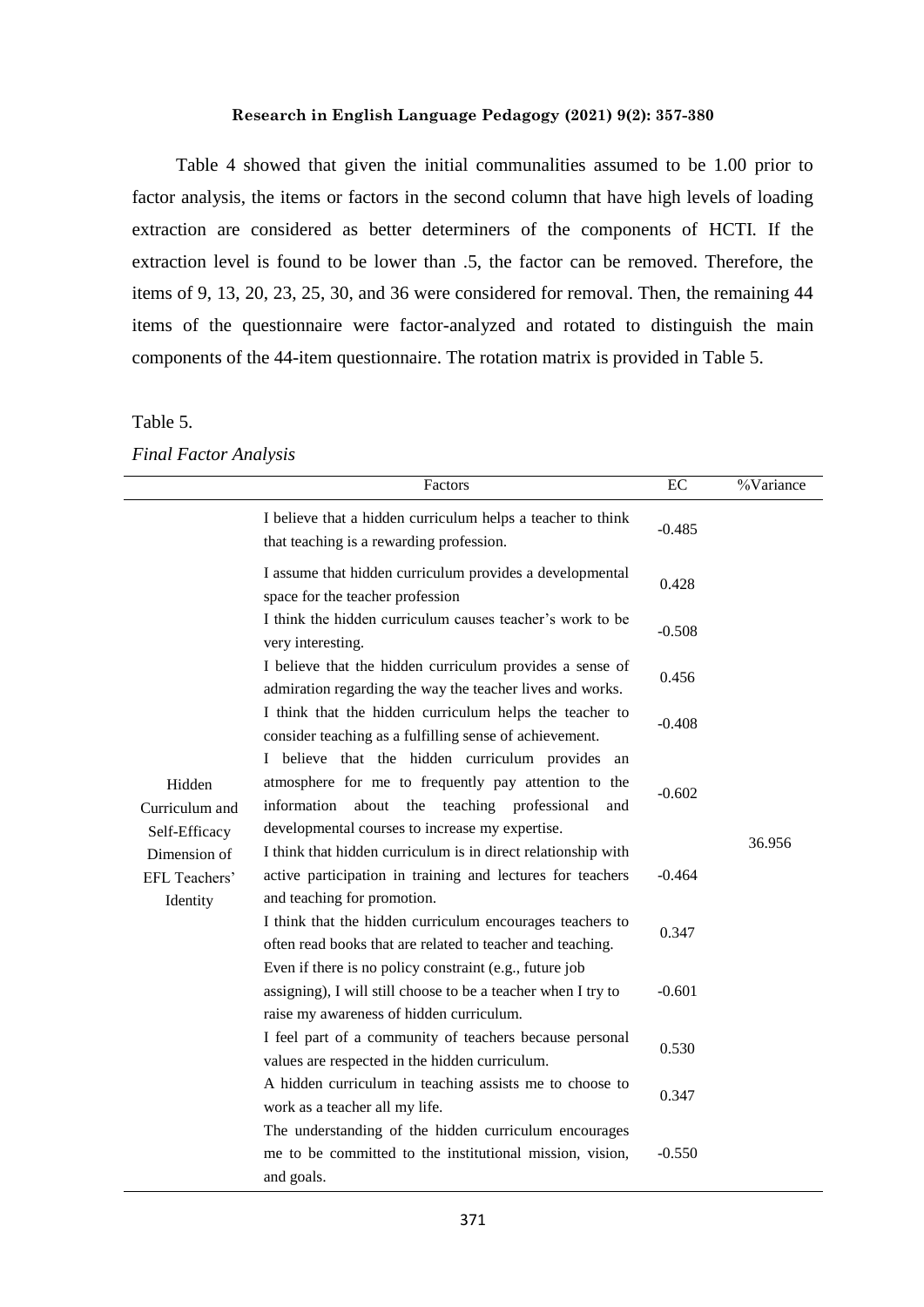Table 4 showed that given the initial communalities assumed to be 1.00 prior to factor analysis, the items or factors in the second column that have high levels of loading extraction are considered as better determiners of the components of HCTI. If the extraction level is found to be lower than .5, the factor can be removed. Therefore, the items of 9, 13, 20, 23, 25, 30, and 36 were considered for removal. Then, the remaining 44 items of the questionnaire were factor-analyzed and rotated to distinguish the main components of the 44-item questionnaire. The rotation matrix is provided in Table 5.

Table 5.

*Final Factor Analysis*

| | Factors | EC | %Variance |
|---|---|---|---|
| Hidden Curriculum and Self-Efficacy Dimension of EFL Teachers' Identity | I believe that a hidden curriculum helps a teacher to think that teaching is a rewarding profession. | -0.485 | 36.956 |
| | I assume that hidden curriculum provides a developmental space for the teacher profession | 0.428 | |
| | I think the hidden curriculum causes teacher's work to be very interesting. | -0.508 | |
| | I believe that the hidden curriculum provides a sense of admiration regarding the way the teacher lives and works. | 0.456 | |
| | I think that the hidden curriculum helps the teacher to consider teaching as a fulfilling sense of achievement. | -0.408 | |
| | I believe that the hidden curriculum provides an atmosphere for me to frequently pay attention to the information about the teaching professional and developmental courses to increase my expertise. | -0.602 | |
| | I think that hidden curriculum is in direct relationship with active participation in training and lectures for teachers and teaching for promotion. | -0.464 | |
| | I think that the hidden curriculum encourages teachers to often read books that are related to teacher and teaching. | 0.347 | |
| | Even if there is no policy constraint (e.g., future job assigning), I will still choose to be a teacher when I try to raise my awareness of hidden curriculum. | -0.601 | |
| | I feel part of a community of teachers because personal values are respected in the hidden curriculum. | 0.530 | |
| | A hidden curriculum in teaching assists me to choose to work as a teacher all my life. | 0.347 | |
| | The understanding of the hidden curriculum encourages me to be committed to the institutional mission, vision, and goals. | -0.550 | |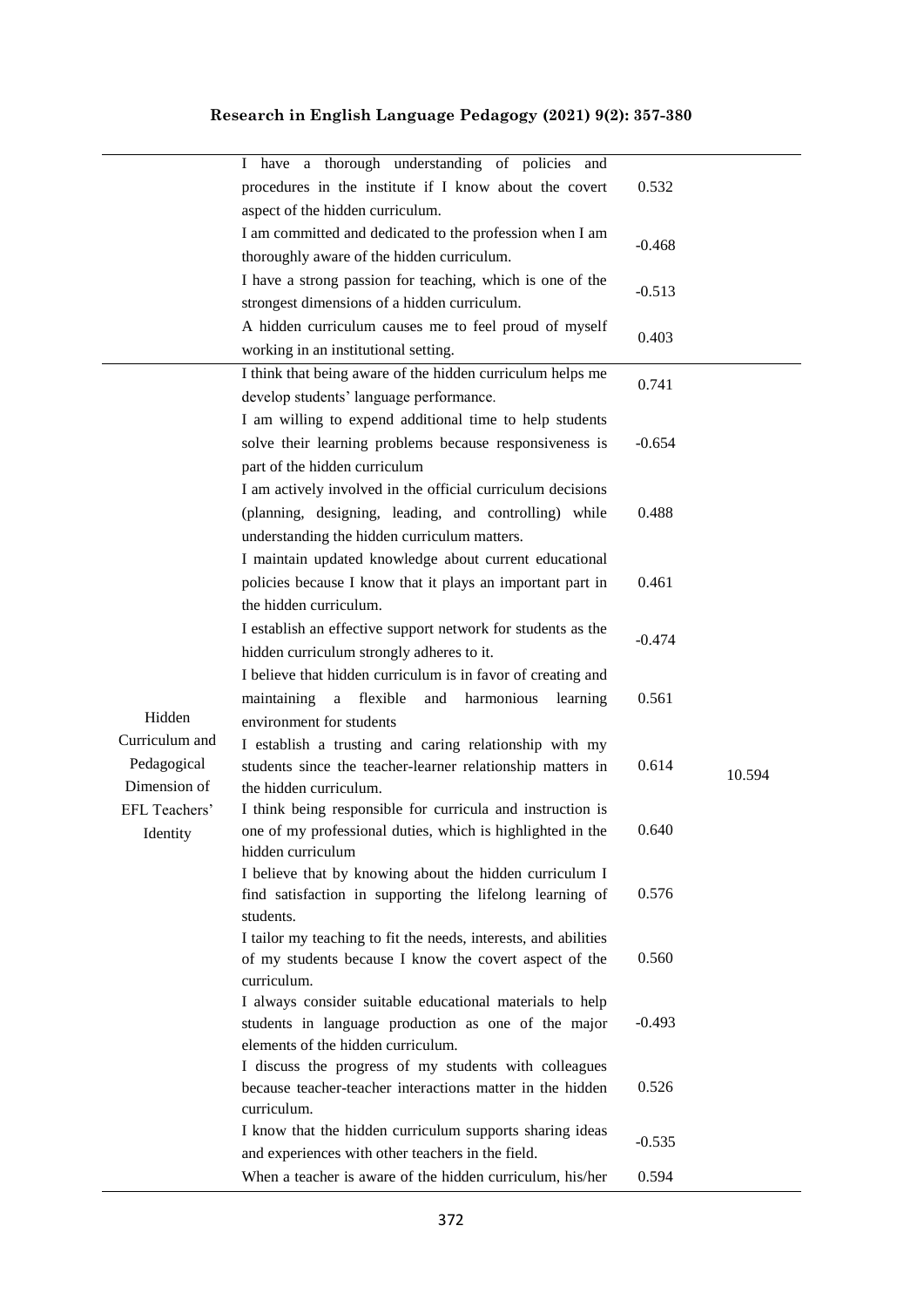| | | | |
|---|---|---|---|
| | I have a thorough understanding of policies and procedures in the institute if I know about the covert aspect of the hidden curriculum. | 0.532 | |
| | I am committed and dedicated to the profession when I am thoroughly aware of the hidden curriculum. | -0.468 | |
| | I have a strong passion for teaching, which is one of the strongest dimensions of a hidden curriculum. | -0.513 | |
| | A hidden curriculum causes me to feel proud of myself working in an institutional setting. | 0.403 | |
| Hidden Curriculum and Pedagogical Dimension of EFL Teachers' Identity | I think that being aware of the hidden curriculum helps me develop students' language performance. | 0.741 | 10.594 |
| | I am willing to expend additional time to help students solve their learning problems because responsiveness is part of the hidden curriculum | -0.654 | |
| | I am actively involved in the official curriculum decisions (planning, designing, leading, and controlling) while understanding the hidden curriculum matters. | 0.488 | |
| | I maintain updated knowledge about current educational policies because I know that it plays an important part in the hidden curriculum. | 0.461 | |
| | I establish an effective support network for students as the hidden curriculum strongly adheres to it. | -0.474 | |
| | I believe that hidden curriculum is in favor of creating and maintaining a flexible and harmonious learning environment for students | 0.561 | |
| | I establish a trusting and caring relationship with my students since the teacher-learner relationship matters in the hidden curriculum. | 0.614 | |
| | I think being responsible for curricula and instruction is one of my professional duties, which is highlighted in the hidden curriculum | 0.640 | |
| | I believe that by knowing about the hidden curriculum I find satisfaction in supporting the lifelong learning of students. | 0.576 | |
| | I tailor my teaching to fit the needs, interests, and abilities of my students because I know the covert aspect of the curriculum. | 0.560 | |
| | I always consider suitable educational materials to help students in language production as one of the major elements of the hidden curriculum. | -0.493 | |
| | I discuss the progress of my students with colleagues because teacher-teacher interactions matter in the hidden curriculum. | 0.526 | |
| | I know that the hidden curriculum supports sharing ideas and experiences with other teachers in the field. | -0.535 | |
| | When a teacher is aware of the hidden curriculum, his/her | 0.594 | |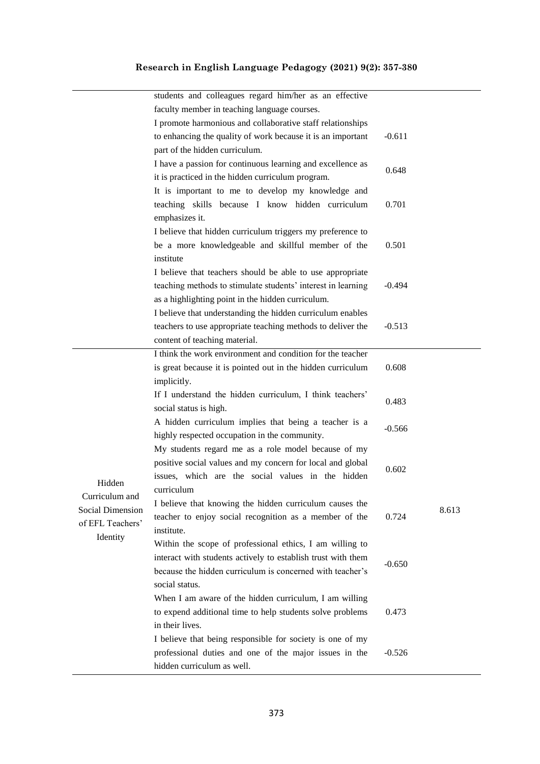| | | | |
|---|---|---|---|
| | students and colleagues regard him/her as an effective faculty member in teaching language courses. | | |
| | I promote harmonious and collaborative staff relationships to enhancing the quality of work because it is an important part of the hidden curriculum. | -0.611 | |
| | I have a passion for continuous learning and excellence as it is practiced in the hidden curriculum program. | 0.648 | |
| | It is important to me to develop my knowledge and teaching skills because I know hidden curriculum emphasizes it. | 0.701 | |
| | I believe that hidden curriculum triggers my preference to be a more knowledgeable and skillful member of the institute | 0.501 | |
| | I believe that teachers should be able to use appropriate teaching methods to stimulate students' interest in learning as a highlighting point in the hidden curriculum. | -0.494 | |
| | I believe that understanding the hidden curriculum enables teachers to use appropriate teaching methods to deliver the content of teaching material. | -0.513 | |
| Hidden Curriculum and Social Dimension of EFL Teachers' Identity | I think the work environment and condition for the teacher is great because it is pointed out in the hidden curriculum implicitly. | 0.608 | 8.613 |
| | If I understand the hidden curriculum, I think teachers' social status is high. | 0.483 | |
| | A hidden curriculum implies that being a teacher is a highly respected occupation in the community. | -0.566 | |
| | My students regard me as a role model because of my positive social values and my concern for local and global issues, which are the social values in the hidden curriculum | 0.602 | |
| | I believe that knowing the hidden curriculum causes the teacher to enjoy social recognition as a member of the institute. | 0.724 | |
| | Within the scope of professional ethics, I am willing to interact with students actively to establish trust with them because the hidden curriculum is concerned with teacher's social status. | -0.650 | |
| | When I am aware of the hidden curriculum, I am willing to expend additional time to help students solve problems in their lives. | 0.473 | |
| | I believe that being responsible for society is one of my professional duties and one of the major issues in the hidden curriculum as well. | -0.526 | |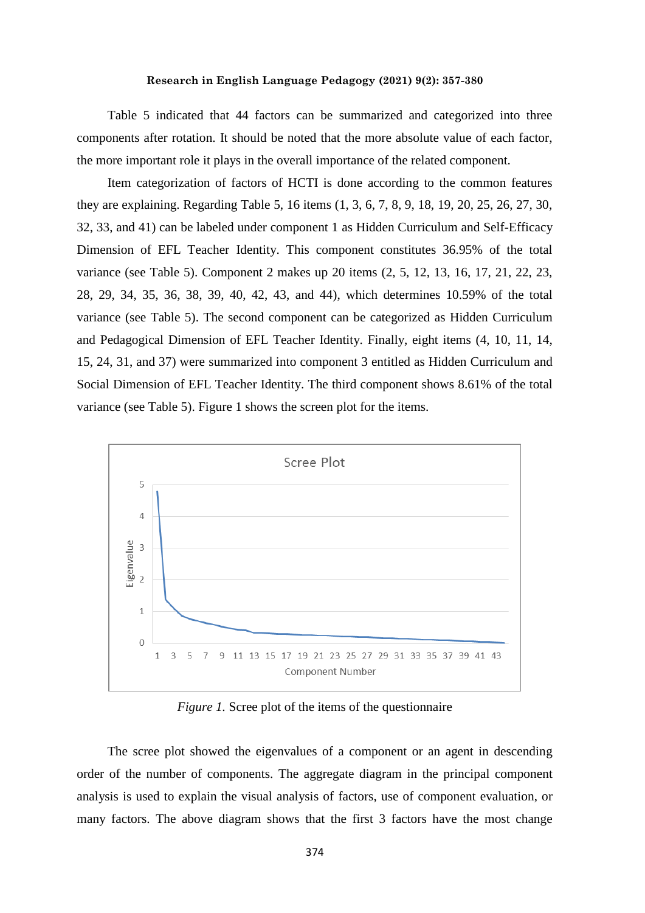Table 5 indicated that 44 factors can be summarized and categorized into three components after rotation. It should be noted that the more absolute value of each factor, the more important role it plays in the overall importance of the related component.

Item categorization of factors of HCTI is done according to the common features they are explaining. Regarding Table 5, 16 items (1, 3, 6, 7, 8, 9, 18, 19, 20, 25, 26, 27, 30, 32, 33, and 41) can be labeled under component 1 as Hidden Curriculum and Self-Efficacy Dimension of EFL Teacher Identity. This component constitutes 36.95% of the total variance (see Table 5). Component 2 makes up 20 items (2, 5, 12, 13, 16, 17, 21, 22, 23, 28, 29, 34, 35, 36, 38, 39, 40, 42, 43, and 44), which determines 10.59% of the total variance (see Table 5). The second component can be categorized as Hidden Curriculum and Pedagogical Dimension of EFL Teacher Identity. Finally, eight items (4, 10, 11, 14, 15, 24, 31, and 37) were summarized into component 3 entitled as Hidden Curriculum and Social Dimension of EFL Teacher Identity. The third component shows 8.61% of the total variance (see Table 5). Figure 1 shows the screen plot for the items.

*Figure 1.* Scree plot of the items of the questionnaire

The scree plot showed the eigenvalues of a component or an agent in descending order of the number of components. The aggregate diagram in the principal component analysis is used to explain the visual analysis of factors, use of component evaluation, or many factors. The above diagram shows that the first 3 factors have the most change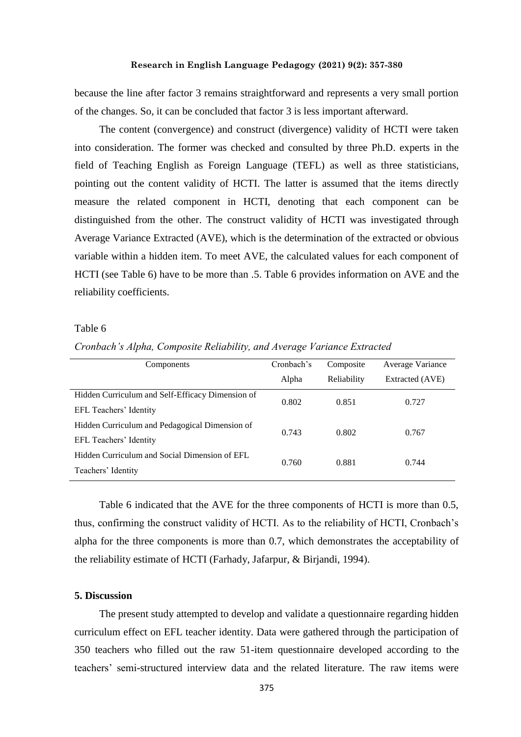because the line after factor 3 remains straightforward and represents a very small portion of the changes. So, it can be concluded that factor 3 is less important afterward.

The content (convergence) and construct (divergence) validity of HCTI were taken into consideration. The former was checked and consulted by three Ph.D. experts in the field of Teaching English as Foreign Language (TEFL) as well as three statisticians, pointing out the content validity of HCTI. The latter is assumed that the items directly measure the related component in HCTI, denoting that each component can be distinguished from the other. The construct validity of HCTI was investigated through Average Variance Extracted (AVE), which is the determination of the extracted or obvious variable within a hidden item. To meet AVE, the calculated values for each component of HCTI (see Table 6) have to be more than .5. Table 6 provides information on AVE and the reliability coefficients.

Table 6

*Cronbach's Alpha, Composite Reliability, and Average Variance Extracted*

| Components | Cronbach's Alpha | Composite Reliability | Average Variance Extracted (AVE) |
|---|---|---|---|
| Hidden Curriculum and Self-Efficacy Dimension of EFL Teachers' Identity | 0.802 | 0.851 | 0.727 |
| Hidden Curriculum and Pedagogical Dimension of EFL Teachers' Identity | 0.743 | 0.802 | 0.767 |
| Hidden Curriculum and Social Dimension of EFL Teachers' Identity | 0.760 | 0.881 | 0.744 |

Table 6 indicated that the AVE for the three components of HCTI is more than 0.5, thus, confirming the construct validity of HCTI. As to the reliability of HCTI, Cronbach's alpha for the three components is more than 0.7, which demonstrates the acceptability of the reliability estimate of HCTI (Farhady, Jafarpur, & Birjandi, 1994).

## 5. Discussion

The present study attempted to develop and validate a questionnaire regarding hidden curriculum effect on EFL teacher identity. Data were gathered through the participation of 350 teachers who filled out the raw 51-item questionnaire developed according to the teachers' semi-structured interview data and the related literature. The raw items were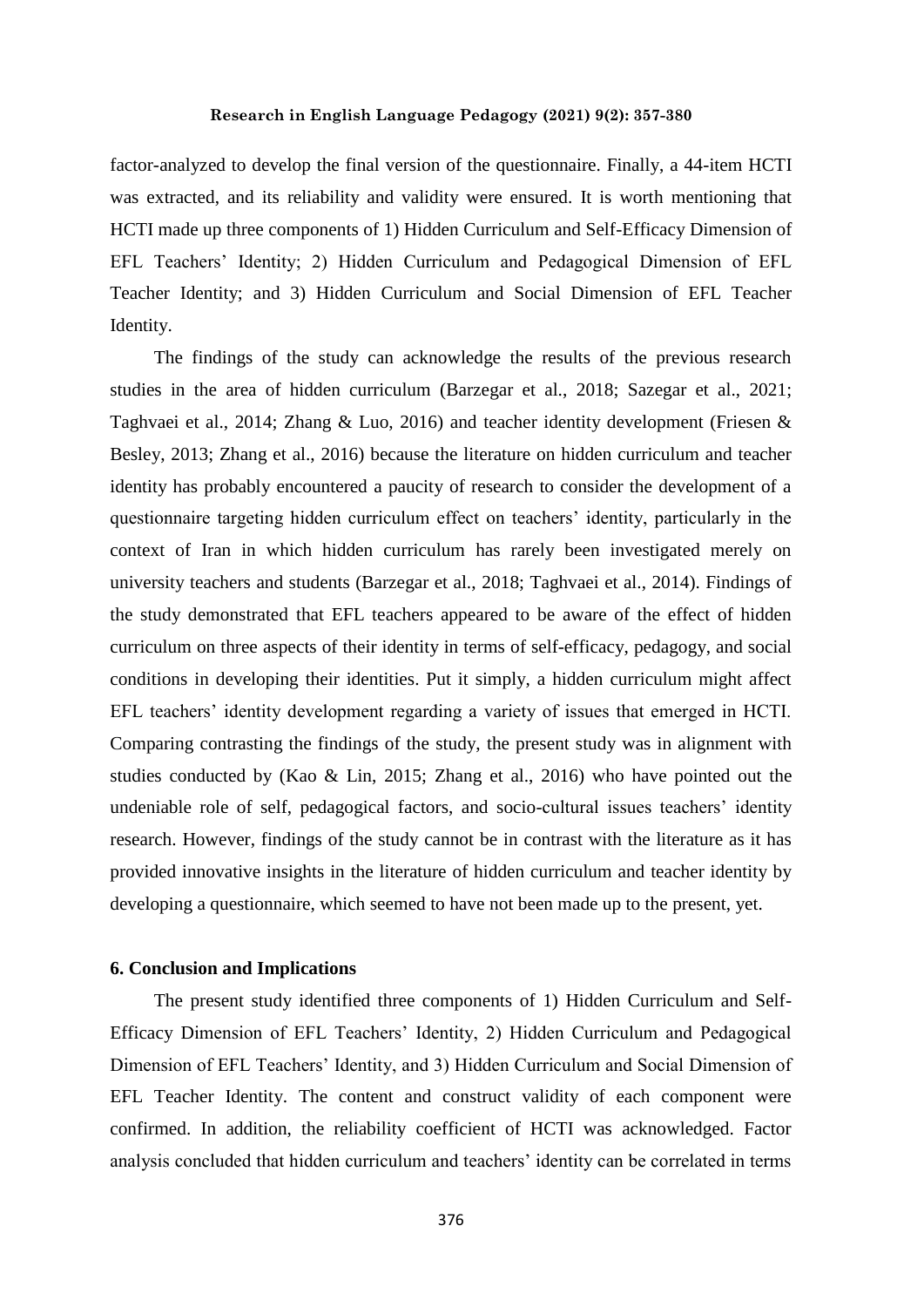factor-analyzed to develop the final version of the questionnaire. Finally, a 44-item HCTI was extracted, and its reliability and validity were ensured. It is worth mentioning that HCTI made up three components of 1) Hidden Curriculum and Self-Efficacy Dimension of EFL Teachers' Identity; 2) Hidden Curriculum and Pedagogical Dimension of EFL Teacher Identity; and 3) Hidden Curriculum and Social Dimension of EFL Teacher Identity.

The findings of the study can acknowledge the results of the previous research studies in the area of hidden curriculum (Barzegar et al., 2018; Sazegar et al., 2021; Taghvaei et al., 2014; Zhang & Luo, 2016) and teacher identity development (Friesen & Besley, 2013; Zhang et al., 2016) because the literature on hidden curriculum and teacher identity has probably encountered a paucity of research to consider the development of a questionnaire targeting hidden curriculum effect on teachers' identity, particularly in the context of Iran in which hidden curriculum has rarely been investigated merely on university teachers and students (Barzegar et al., 2018; Taghvaei et al., 2014). Findings of the study demonstrated that EFL teachers appeared to be aware of the effect of hidden curriculum on three aspects of their identity in terms of self-efficacy, pedagogy, and social conditions in developing their identities. Put it simply, a hidden curriculum might affect EFL teachers' identity development regarding a variety of issues that emerged in HCTI. Comparing contrasting the findings of the study, the present study was in alignment with studies conducted by (Kao & Lin, 2015; Zhang et al., 2016) who have pointed out the undeniable role of self, pedagogical factors, and socio-cultural issues teachers' identity research. However, findings of the study cannot be in contrast with the literature as it has provided innovative insights in the literature of hidden curriculum and teacher identity by developing a questionnaire, which seemed to have not been made up to the present, yet.

## 6. Conclusion and Implications

The present study identified three components of 1) Hidden Curriculum and Self-Efficacy Dimension of EFL Teachers' Identity, 2) Hidden Curriculum and Pedagogical Dimension of EFL Teachers' Identity, and 3) Hidden Curriculum and Social Dimension of EFL Teacher Identity. The content and construct validity of each component were confirmed. In addition, the reliability coefficient of HCTI was acknowledged. Factor analysis concluded that hidden curriculum and teachers' identity can be correlated in terms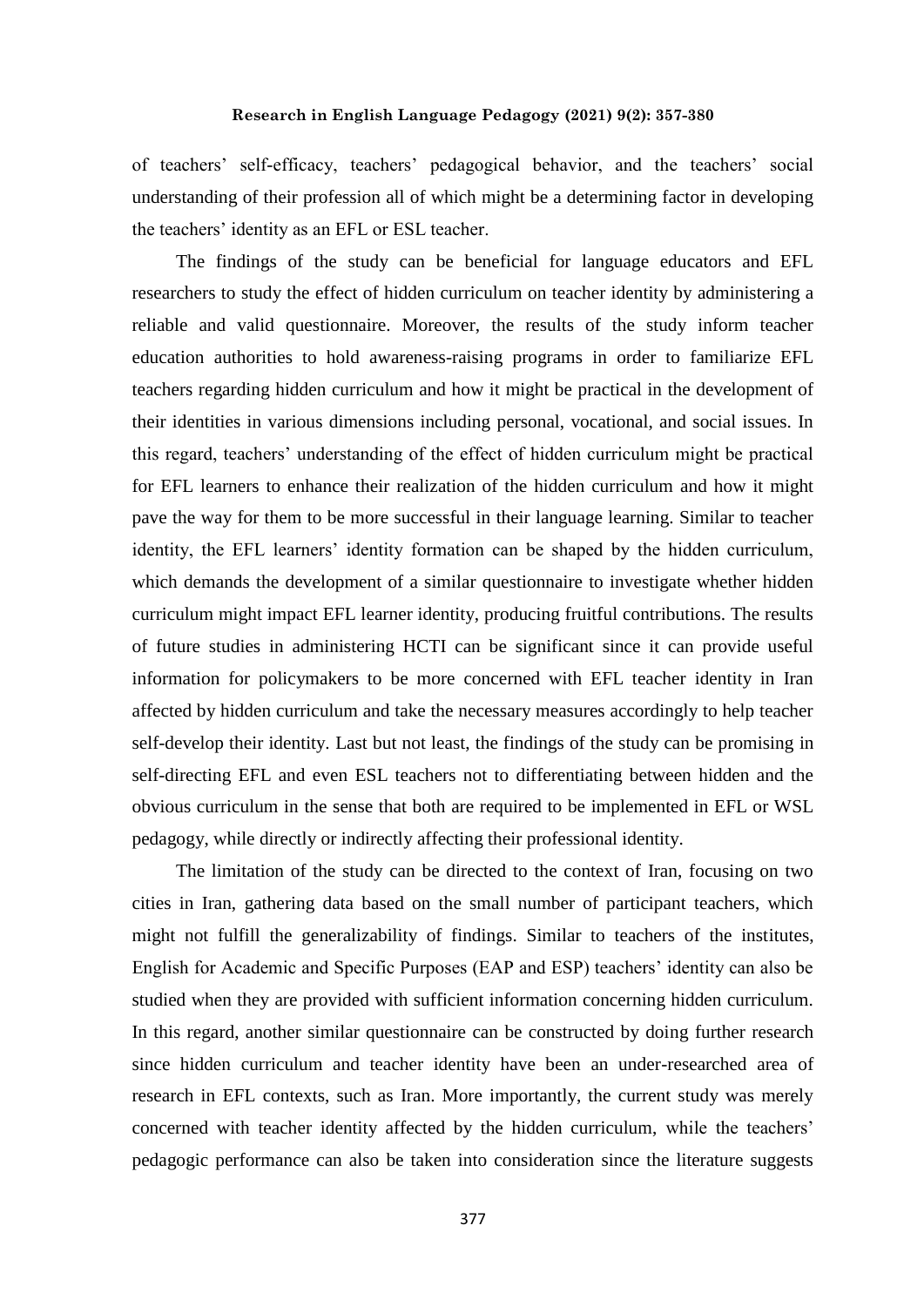of teachers' self-efficacy, teachers' pedagogical behavior, and the teachers' social understanding of their profession all of which might be a determining factor in developing the teachers' identity as an EFL or ESL teacher.

The findings of the study can be beneficial for language educators and EFL researchers to study the effect of hidden curriculum on teacher identity by administering a reliable and valid questionnaire. Moreover, the results of the study inform teacher education authorities to hold awareness-raising programs in order to familiarize EFL teachers regarding hidden curriculum and how it might be practical in the development of their identities in various dimensions including personal, vocational, and social issues. In this regard, teachers' understanding of the effect of hidden curriculum might be practical for EFL learners to enhance their realization of the hidden curriculum and how it might pave the way for them to be more successful in their language learning. Similar to teacher identity, the EFL learners' identity formation can be shaped by the hidden curriculum, which demands the development of a similar questionnaire to investigate whether hidden curriculum might impact EFL learner identity, producing fruitful contributions. The results of future studies in administering HCTI can be significant since it can provide useful information for policymakers to be more concerned with EFL teacher identity in Iran affected by hidden curriculum and take the necessary measures accordingly to help teacher self-develop their identity. Last but not least, the findings of the study can be promising in self-directing EFL and even ESL teachers not to differentiating between hidden and the obvious curriculum in the sense that both are required to be implemented in EFL or WSL pedagogy, while directly or indirectly affecting their professional identity.

The limitation of the study can be directed to the context of Iran, focusing on two cities in Iran, gathering data based on the small number of participant teachers, which might not fulfill the generalizability of findings. Similar to teachers of the institutes, English for Academic and Specific Purposes (EAP and ESP) teachers' identity can also be studied when they are provided with sufficient information concerning hidden curriculum. In this regard, another similar questionnaire can be constructed by doing further research since hidden curriculum and teacher identity have been an under-researched area of research in EFL contexts, such as Iran. More importantly, the current study was merely concerned with teacher identity affected by the hidden curriculum, while the teachers' pedagogic performance can also be taken into consideration since the literature suggests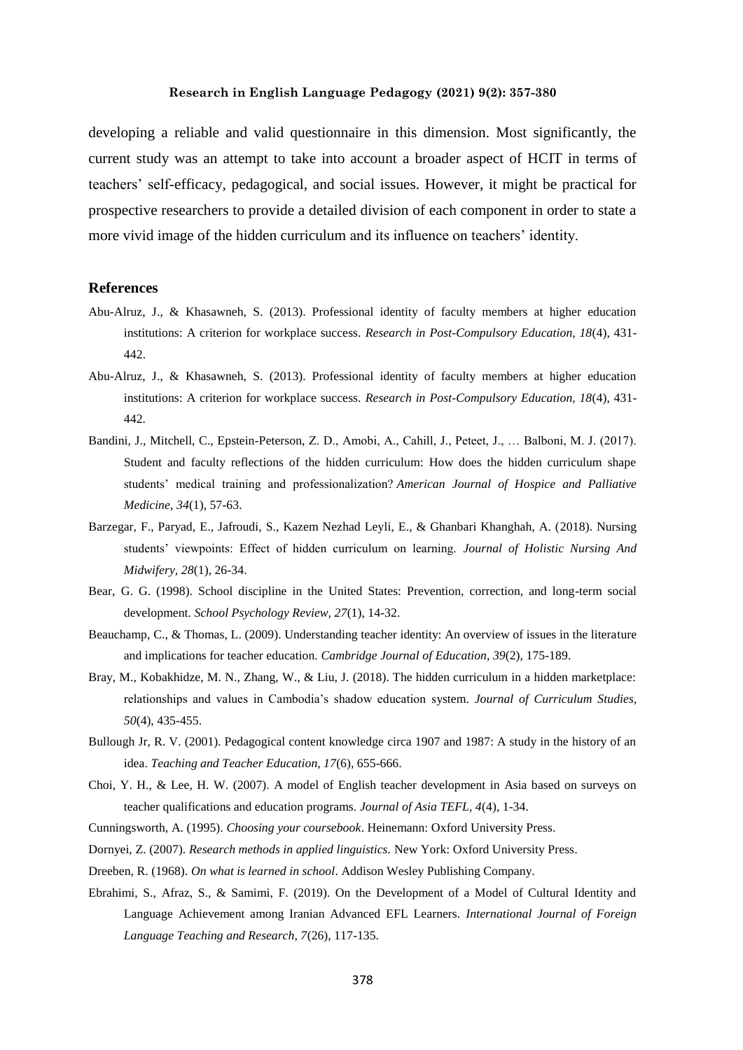developing a reliable and valid questionnaire in this dimension. Most significantly, the current study was an attempt to take into account a broader aspect of HCIT in terms of teachers' self-efficacy, pedagogical, and social issues. However, it might be practical for prospective researchers to provide a detailed division of each component in order to state a more vivid image of the hidden curriculum and its influence on teachers' identity.

## References

Abu-Alruz, J., & Khasawneh, S. (2013). Professional identity of faculty members at higher education institutions: A criterion for workplace success. *Research in Post-Compulsory Education, 18*(4), 431-442.

Abu-Alruz, J., & Khasawneh, S. (2013). Professional identity of faculty members at higher education institutions: A criterion for workplace success. *Research in Post-Compulsory Education, 18*(4), 431-442.

Bandini, J., Mitchell, C., Epstein-Peterson, Z. D., Amobi, A., Cahill, J., Peteet, J., … Balboni, M. J. (2017). Student and faculty reflections of the hidden curriculum: How does the hidden curriculum shape students' medical training and professionalization? *American Journal of Hospice and Palliative Medicine, 34*(1), 57-63.

Barzegar, F., Paryad, E., Jafroudi, S., Kazem Nezhad Leyli, E., & Ghanbari Khanghah, A. (2018). Nursing students' viewpoints: Effect of hidden curriculum on learning. *Journal of Holistic Nursing And Midwifery, 28*(1), 26-34.

Bear, G. G. (1998). School discipline in the United States: Prevention, correction, and long-term social development. *School Psychology Review, 27*(1), 14-32.

Beauchamp, C., & Thomas, L. (2009). Understanding teacher identity: An overview of issues in the literature and implications for teacher education. *Cambridge Journal of Education, 39*(2), 175-189.

Bray, M., Kobakhidze, M. N., Zhang, W., & Liu, J. (2018). The hidden curriculum in a hidden marketplace: relationships and values in Cambodia's shadow education system. *Journal of Curriculum Studies, 50*(4), 435-455.

Bullough Jr, R. V. (2001). Pedagogical content knowledge circa 1907 and 1987: A study in the history of an idea. *Teaching and Teacher Education, 17*(6), 655-666.

Choi, Y. H., & Lee, H. W. (2007). A model of English teacher development in Asia based on surveys on teacher qualifications and education programs. *Journal of Asia TEFL, 4*(4), 1-34.

Cunningsworth, A. (1995). *Choosing your coursebook*. Heinemann: Oxford University Press.

Dornyei, Z. (2007). *Research methods in applied linguistics.* New York: Oxford University Press.

Dreeben, R. (1968). *On what is learned in school*. Addison Wesley Publishing Company.

Ebrahimi, S., Afraz, S., & Samimi, F. (2019). On the Development of a Model of Cultural Identity and Language Achievement among Iranian Advanced EFL Learners. *International Journal of Foreign Language Teaching and Research, 7*(26), 117-135.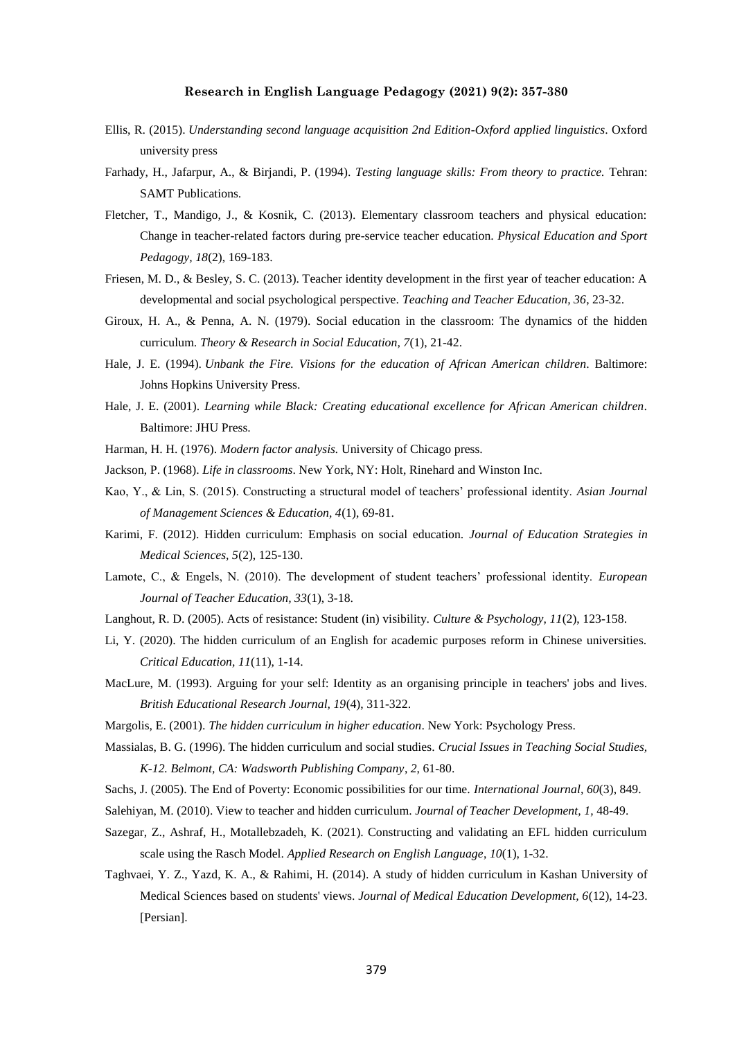Ellis, R. (2015). *Understanding second language acquisition 2nd Edition-Oxford applied linguistics*. Oxford university press

Farhady, H., Jafarpur, A., & Birjandi, P. (1994). *Testing language skills: From theory to practice.* Tehran: SAMT Publications.

Fletcher, T., Mandigo, J., & Kosnik, C. (2013). Elementary classroom teachers and physical education: Change in teacher-related factors during pre-service teacher education. *Physical Education and Sport Pedagogy, 18*(2), 169-183.

Friesen, M. D., & Besley, S. C. (2013). Teacher identity development in the first year of teacher education: A developmental and social psychological perspective. *Teaching and Teacher Education, 36*, 23-32.

Giroux, H. A., & Penna, A. N. (1979). Social education in the classroom: The dynamics of the hidden curriculum. *Theory & Research in Social Education, 7*(1), 21-42.

Hale, J. E. (1994). *Unbank the Fire. Visions for the education of African American children*. Baltimore: Johns Hopkins University Press.

Hale, J. E. (2001). *Learning while Black: Creating educational excellence for African American children*. Baltimore: JHU Press.

Harman, H. H. (1976). *Modern factor analysis.* University of Chicago press.

Jackson, P. (1968). *Life in classrooms*. New York, NY: Holt, Rinehard and Winston Inc.

Kao, Y., & Lin, S. (2015). Constructing a structural model of teachers' professional identity. *Asian Journal of Management Sciences & Education, 4*(1), 69-81.

Karimi, F. (2012). Hidden curriculum: Emphasis on social education. *Journal of Education Strategies in Medical Sciences, 5*(2), 125-130.

Lamote, C., & Engels, N. (2010). The development of student teachers' professional identity. *European Journal of Teacher Education, 33*(1), 3-18.

Langhout, R. D. (2005). Acts of resistance: Student (in) visibility. *Culture & Psychology, 11*(2), 123-158.

Li, Y. (2020). The hidden curriculum of an English for academic purposes reform in Chinese universities. *Critical Education, 11*(11), 1-14.

MacLure, M. (1993). Arguing for your self: Identity as an organising principle in teachers' jobs and lives. *British Educational Research Journal, 19*(4), 311-322.

Margolis, E. (2001). *The hidden curriculum in higher education*. New York: Psychology Press.

Massialas, B. G. (1996). The hidden curriculum and social studies. *Crucial Issues in Teaching Social Studies, K-12. Belmont, CA: Wadsworth Publishing Company, 2,* 61-80.

Sachs, J. (2005). The End of Poverty: Economic possibilities for our time. *International Journal, 60*(3), 849.

Salehiyan, M. (2010). View to teacher and hidden curriculum. *Journal of Teacher Development, 1,* 48-49.

Sazegar, Z., Ashraf, H., Motallebzadeh, K. (2021). Constructing and validating an EFL hidden curriculum scale using the Rasch Model. *Applied Research on English Language, 10*(1), 1-32.

Taghvaei, Y. Z., Yazd, K. A., & Rahimi, H. (2014). A study of hidden curriculum in Kashan University of Medical Sciences based on students' views. *Journal of Medical Education Development, 6*(12), 14-23. [Persian].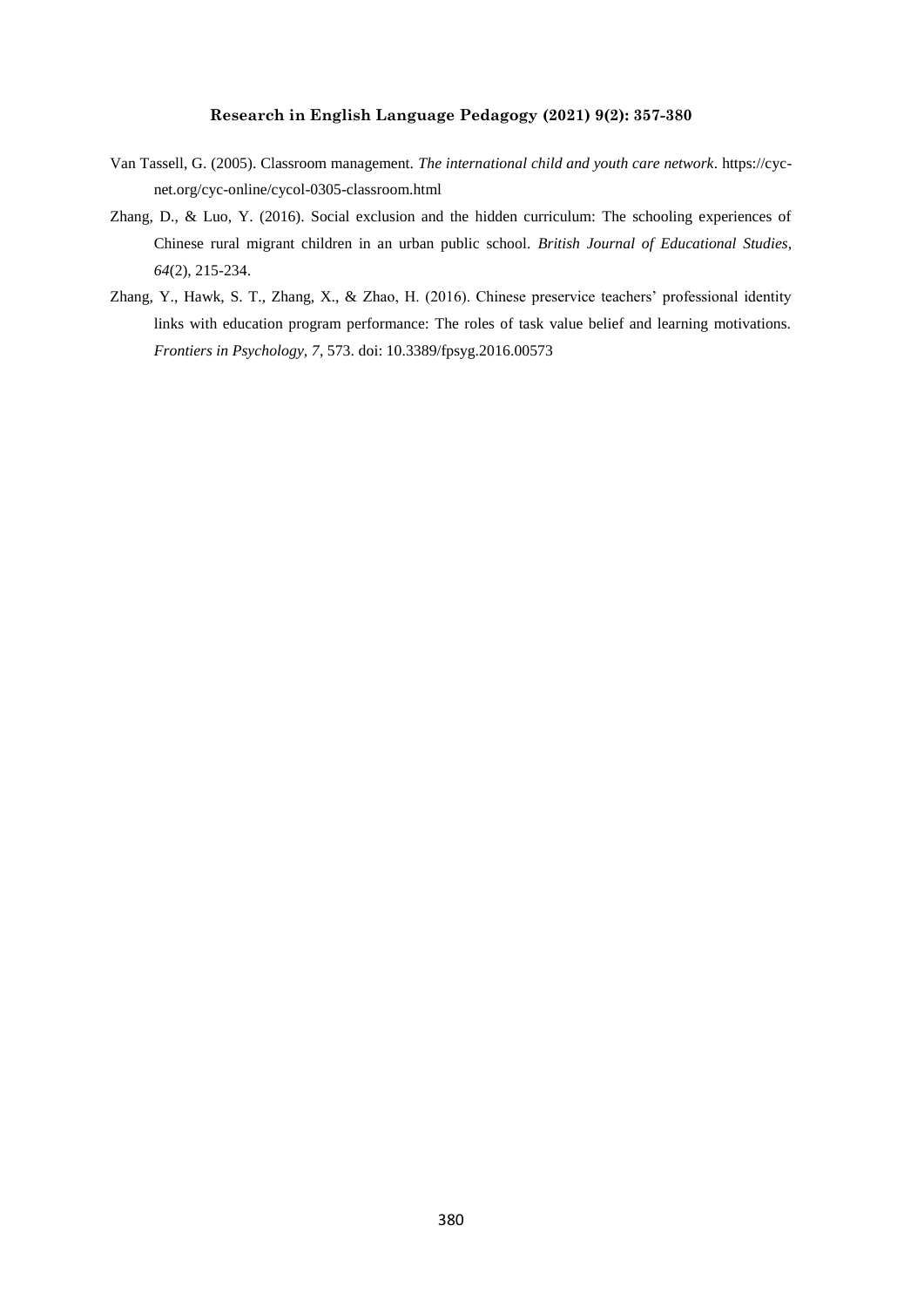Van Tassell, G. (2005). Classroom management. *The international child and youth care network*. https://cyc-net.org/cyc-online/cycol-0305-classroom.html

Zhang, D., & Luo, Y. (2016). Social exclusion and the hidden curriculum: The schooling experiences of Chinese rural migrant children in an urban public school. *British Journal of Educational Studies, 64*(2), 215-234.

Zhang, Y., Hawk, S. T., Zhang, X., & Zhao, H. (2016). Chinese preservice teachers' professional identity links with education program performance: The roles of task value belief and learning motivations. *Frontiers in Psychology, 7*, 573. doi: 10.3389/fpsyg.2016.00573